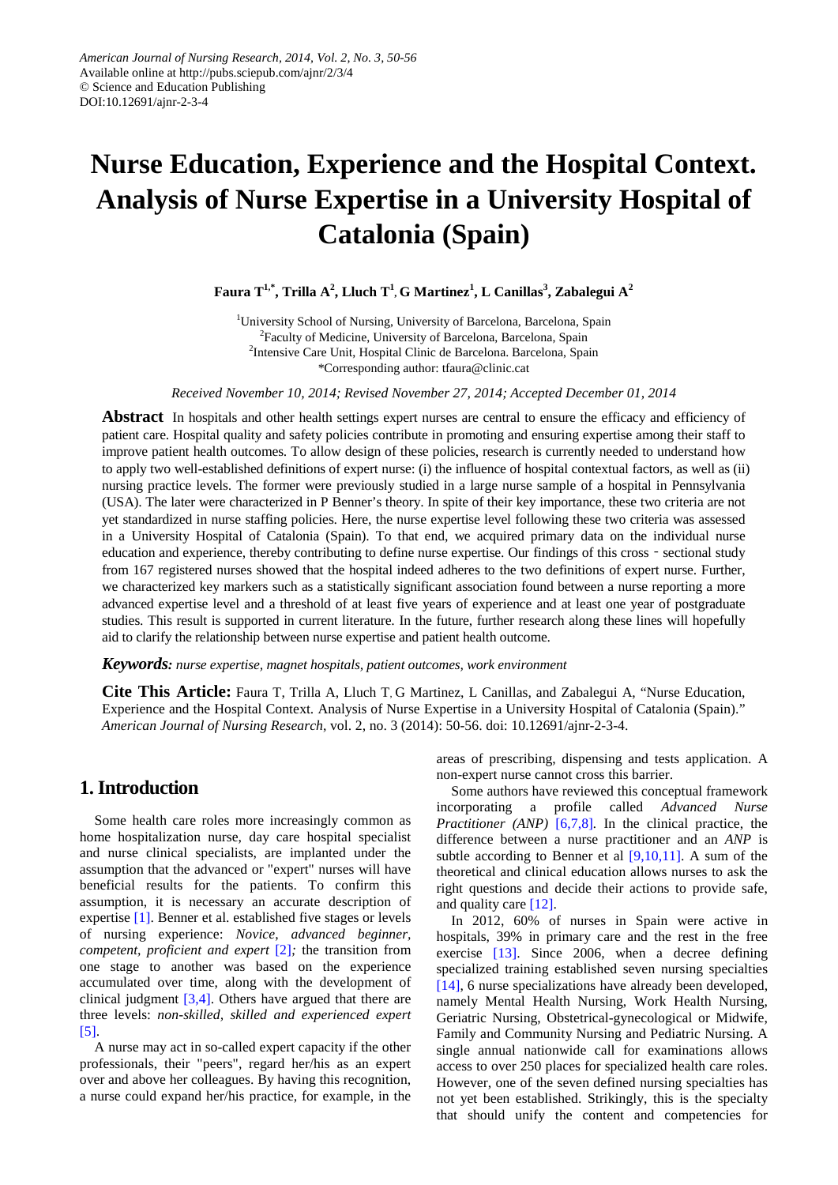# Nurse Education, Experience and the Hospital Context. Analysis of Nurse Expertise in a University Hospital of Catalonia (Spain)

**Faura T[1,*], Trilla A[2], Lluch T[1], G Martinez[1], L Canillas[3], Zabalegui A[2]**

[1]University School of Nursing, University of Barcelona, Barcelona, Spain
[2]Faculty of Medicine, University of Barcelona, Barcelona, Spain
[2]Intensive Care Unit, Hospital Clinic de Barcelona. Barcelona, Spain
*Corresponding author: tfaura@clinic.cat

*Received November 10, 2014; Revised November 27, 2014; Accepted December 01, 2014*

**Abstract** In hospitals and other health settings expert nurses are central to ensure the efficacy and efficiency of patient care. Hospital quality and safety policies contribute in promoting and ensuring expertise among their staff to improve patient health outcomes. To allow design of these policies, research is currently needed to understand how to apply two well-established definitions of expert nurse: (i) the influence of hospital contextual factors, as well as (ii) nursing practice levels. The former were previously studied in a large nurse sample of a hospital in Pennsylvania (USA). The later were characterized in P Benner's theory. In spite of their key importance, these two criteria are not yet standardized in nurse staffing policies. Here, the nurse expertise level following these two criteria was assessed in a University Hospital of Catalonia (Spain). To that end, we acquired primary data on the individual nurse education and experience, thereby contributing to define nurse expertise. Our findings of this cross - sectional study from 167 registered nurses showed that the hospital indeed adheres to the two definitions of expert nurse. Further, we characterized key markers such as a statistically significant association found between a nurse reporting a more advanced expertise level and a threshold of at least five years of experience and at least one year of postgraduate studies. This result is supported in current literature. In the future, further research along these lines will hopefully aid to clarify the relationship between nurse expertise and patient health outcome.

***Keywords:*** *nurse expertise, magnet hospitals, patient outcomes, work environment*

**Cite This Article:** Faura T, Trilla A, Lluch T, G Martinez, L Canillas, and Zabalegui A, "Nurse Education, Experience and the Hospital Context. Analysis of Nurse Expertise in a University Hospital of Catalonia (Spain)." *American Journal of Nursing Research*, vol. 2, no. 3 (2014): 50-56. doi: 10.12691/ajnr-2-3-4.

## 1. Introduction

Some health care roles more increasingly common as home hospitalization nurse, day care hospital specialist and nurse clinical specialists, are implanted under the assumption that the advanced or "expert" nurses will have beneficial results for the patients. To confirm this assumption, it is necessary an accurate description of expertise [1]. Benner et al. established five stages or levels of nursing experience: *Novice, advanced beginner, competent, proficient and expert* [2]; the transition from one stage to another was based on the experience accumulated over time, along with the development of clinical judgment [3,4]. Others have argued that there are three levels: *non-skilled, skilled and experienced expert* [5].

A nurse may act in so-called expert capacity if the other professionals, their "peers", regard her/his as an expert over and above her colleagues. By having this recognition, a nurse could expand her/his practice, for example, in the areas of prescribing, dispensing and tests application. A non-expert nurse cannot cross this barrier.

Some authors have reviewed this conceptual framework incorporating a profile called *Advanced Nurse Practitioner (ANP)* [6,7,8]. In the clinical practice, the difference between a nurse practitioner and an *ANP* is subtle according to Benner et al [9,10,11]. A sum of the theoretical and clinical education allows nurses to ask the right questions and decide their actions to provide safe, and quality care [12].

In 2012, 60% of nurses in Spain were active in hospitals, 39% in primary care and the rest in the free exercise [13]. Since 2006, when a decree defining specialized training established seven nursing specialties [14], 6 nurse specializations have already been developed, namely Mental Health Nursing, Work Health Nursing, Geriatric Nursing, Obstetrical-gynecological or Midwife, Family and Community Nursing and Pediatric Nursing. A single annual nationwide call for examinations allows access to over 250 places for specialized health care roles. However, one of the seven defined nursing specialties has not yet been established. Strikingly, this is the specialty that should unify the content and competencies for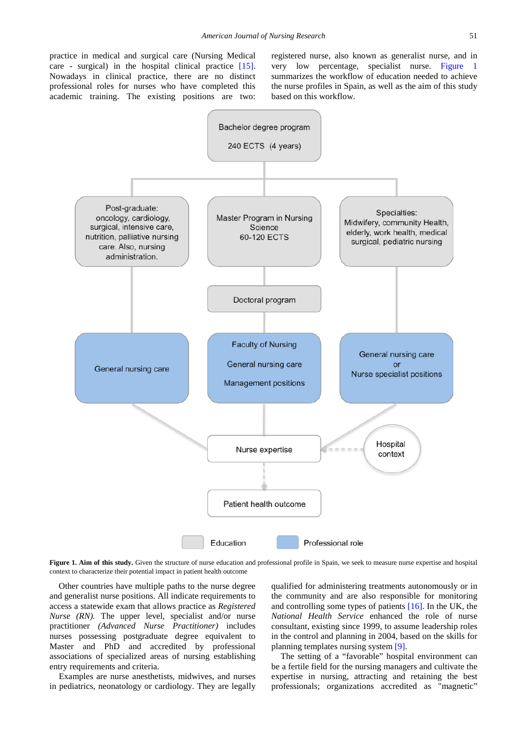practice in medical and surgical care (Nursing Medical care - surgical) in the hospital clinical practice [15]. Nowadays in clinical practice, there are no distinct professional roles for nurses who have completed this academic training. The existing positions are two: registered nurse, also known as generalist nurse, and in very low percentage, specialist nurse. Figure 1 summarizes the workflow of education needed to achieve the nurse profiles in Spain, as well as the aim of this study based on this workflow.

**Figure 1. Aim of this study.** Given the structure of nurse education and professional profile in Spain, we seek to measure nurse expertise and hospital context to characterize their potential impact in patient health outcome

Other countries have multiple paths to the nurse degree and generalist nurse positions. All indicate requirements to access a statewide exam that allows practice as *Registered Nurse (RN).* The upper level, specialist and/or nurse practitioner *(Advanced Nurse Practitioner)* includes nurses possessing postgraduate degree equivalent to Master and PhD and accredited by professional associations of specialized areas of nursing establishing entry requirements and criteria.

Examples are nurse anesthetists, midwives, and nurses in pediatrics, neonatology or cardiology. They are legally qualified for administering treatments autonomously or in the community and are also responsible for monitoring and controlling some types of patients [16]. In the UK, the *National Health Service* enhanced the role of nurse consultant, existing since 1999, to assume leadership roles in the control and planning in 2004, based on the skills for planning templates nursing system [9].

The setting of a "favorable" hospital environment can be a fertile field for the nursing managers and cultivate the expertise in nursing, attracting and retaining the best professionals; organizations accredited as "magnetic"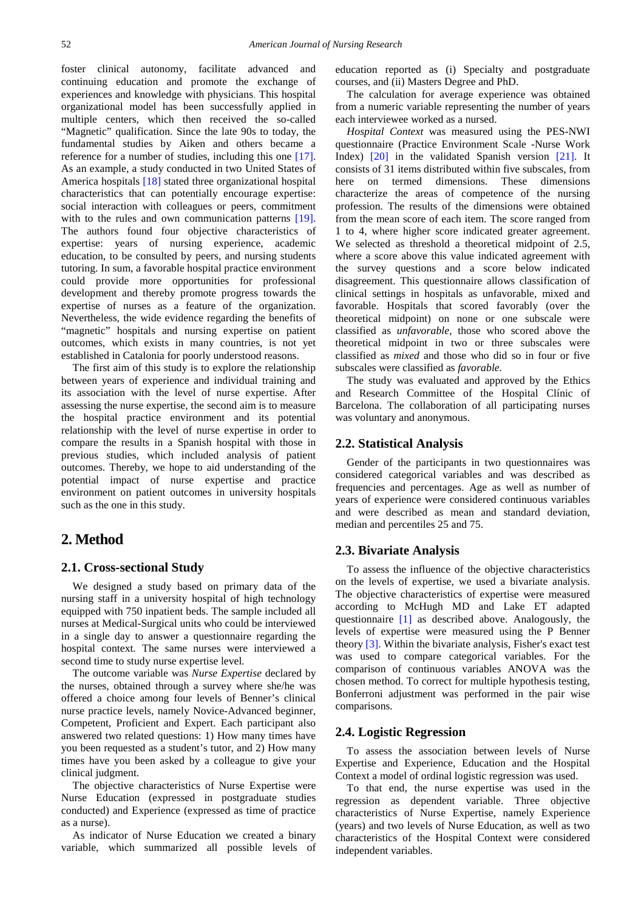foster clinical autonomy, facilitate advanced and continuing education and promote the exchange of experiences and knowledge with physicians. This hospital organizational model has been successfully applied in multiple centers, which then received the so-called "Magnetic" qualification. Since the late 90s to today, the fundamental studies by Aiken and others became a reference for a number of studies, including this one [17]. As an example, a study conducted in two United States of America hospitals [18] stated three organizational hospital characteristics that can potentially encourage expertise: social interaction with colleagues or peers, commitment with to the rules and own communication patterns [19]. The authors found four objective characteristics of expertise: years of nursing experience, academic education, to be consulted by peers, and nursing students tutoring. In sum, a favorable hospital practice environment could provide more opportunities for professional development and thereby promote progress towards the expertise of nurses as a feature of the organization. Nevertheless, the wide evidence regarding the benefits of "magnetic" hospitals and nursing expertise on patient outcomes, which exists in many countries, is not yet established in Catalonia for poorly understood reasons.

The first aim of this study is to explore the relationship between years of experience and individual training and its association with the level of nurse expertise. After assessing the nurse expertise, the second aim is to measure the hospital practice environment and its potential relationship with the level of nurse expertise in order to compare the results in a Spanish hospital with those in previous studies, which included analysis of patient outcomes. Thereby, we hope to aid understanding of the potential impact of nurse expertise and practice environment on patient outcomes in university hospitals such as the one in this study.

# 2. Method

## 2.1. Cross-sectional Study

We designed a study based on primary data of the nursing staff in a university hospital of high technology equipped with 750 inpatient beds. The sample included all nurses at Medical-Surgical units who could be interviewed in a single day to answer a questionnaire regarding the hospital context. The same nurses were interviewed a second time to study nurse expertise level.

The outcome variable was *Nurse Expertise* declared by the nurses, obtained through a survey where she/he was offered a choice among four levels of Benner's clinical nurse practice levels, namely Novice-Advanced beginner, Competent, Proficient and Expert. Each participant also answered two related questions: 1) How many times have you been requested as a student's tutor, and 2) How many times have you been asked by a colleague to give your clinical judgment.

The objective characteristics of Nurse Expertise were Nurse Education (expressed in postgraduate studies conducted) and Experience (expressed as time of practice as a nurse).

As indicator of Nurse Education we created a binary variable, which summarized all possible levels of education reported as (i) Specialty and postgraduate courses, and (ii) Masters Degree and PhD.

The calculation for average experience was obtained from a numeric variable representing the number of years each interviewee worked as a nursed.

*Hospital Context* was measured using the PES-NWI questionnaire (Practice Environment Scale -Nurse Work Index) [20] in the validated Spanish version [21]. It consists of 31 items distributed within five subscales, from here on termed dimensions. These dimensions characterize the areas of competence of the nursing profession. The results of the dimensions were obtained from the mean score of each item. The score ranged from 1 to 4, where higher score indicated greater agreement. We selected as threshold a theoretical midpoint of 2.5, where a score above this value indicated agreement with the survey questions and a score below indicated disagreement. This questionnaire allows classification of clinical settings in hospitals as unfavorable, mixed and favorable. Hospitals that scored favorably (over the theoretical midpoint) on none or one subscale were classified as *unfavorable*, those who scored above the theoretical midpoint in two or three subscales were classified as *mixed* and those who did so in four or five subscales were classified as *favorable*.

The study was evaluated and approved by the Ethics and Research Committee of the Hospital Clínic of Barcelona. The collaboration of all participating nurses was voluntary and anonymous.

## 2.2. Statistical Analysis

Gender of the participants in two questionnaires was considered categorical variables and was described as frequencies and percentages. Age as well as number of years of experience were considered continuous variables and were described as mean and standard deviation, median and percentiles 25 and 75.

## 2.3. Bivariate Analysis

To assess the influence of the objective characteristics on the levels of expertise, we used a bivariate analysis. The objective characteristics of expertise were measured according to McHugh MD and Lake ET adapted questionnaire [1] as described above. Analogously, the levels of expertise were measured using the P Benner theory [3]. Within the bivariate analysis, Fisher's exact test was used to compare categorical variables. For the comparison of continuous variables ANOVA was the chosen method. To correct for multiple hypothesis testing, Bonferroni adjustment was performed in the pair wise comparisons.

## 2.4. Logistic Regression

To assess the association between levels of Nurse Expertise and Experience, Education and the Hospital Context a model of ordinal logistic regression was used.

To that end, the nurse expertise was used in the regression as dependent variable. Three objective characteristics of Nurse Expertise, namely Experience (years) and two levels of Nurse Education, as well as two characteristics of the Hospital Context were considered independent variables.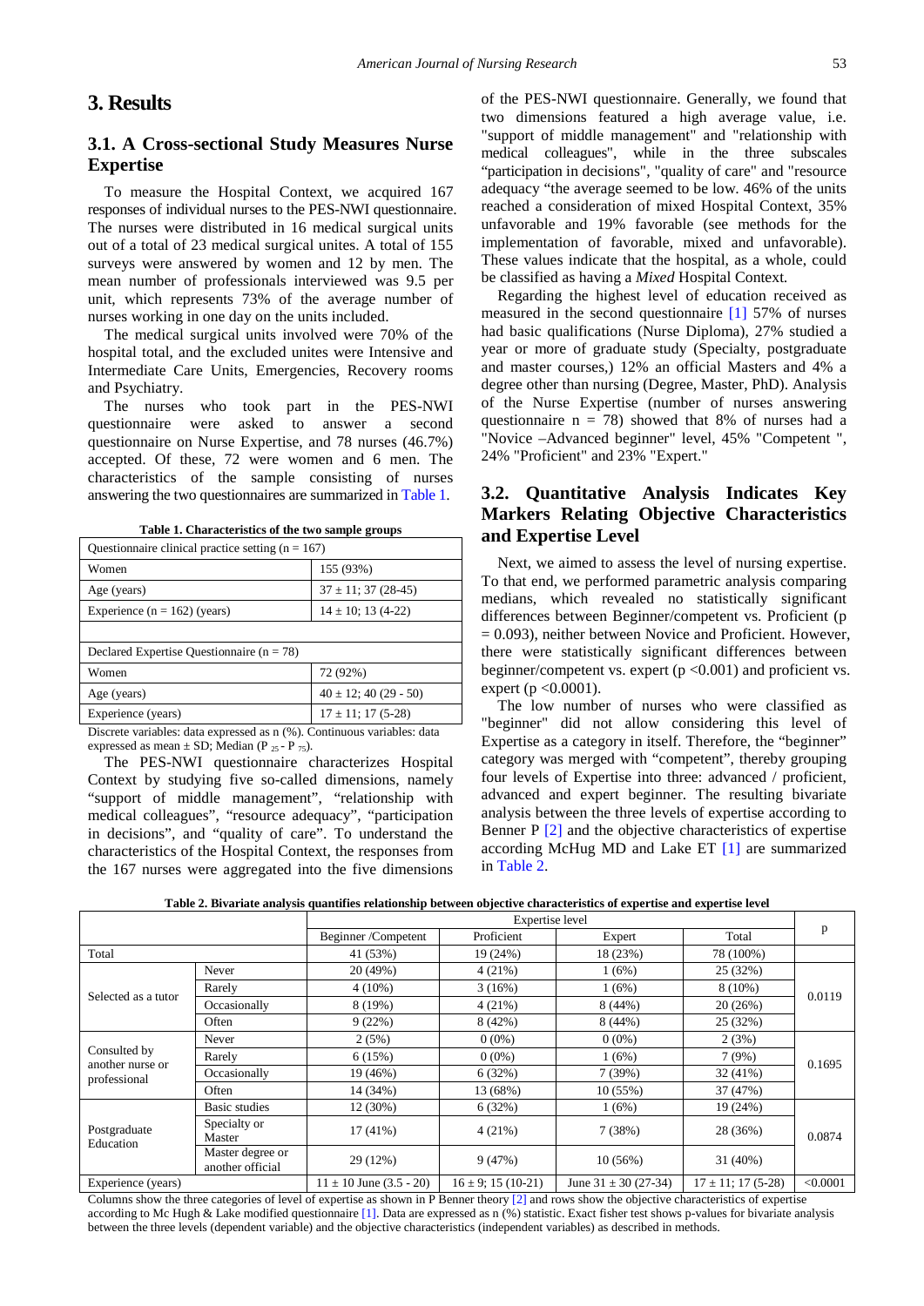## 3. Results

### 3.1. A Cross-sectional Study Measures Nurse Expertise

To measure the Hospital Context, we acquired 167 responses of individual nurses to the PES-NWI questionnaire. The nurses were distributed in 16 medical surgical units out of a total of 23 medical surgical unites. A total of 155 surveys were answered by women and 12 by men. The mean number of professionals interviewed was 9.5 per unit, which represents 73% of the average number of nurses working in one day on the units included.

The medical surgical units involved were 70% of the hospital total, and the excluded unites were Intensive and Intermediate Care Units, Emergencies, Recovery rooms and Psychiatry.

The nurses who took part in the PES-NWI questionnaire were asked to answer a second questionnaire on Nurse Expertise, and 78 nurses (46.7%) accepted. Of these, 72 were women and 6 men. The characteristics of the sample consisting of nurses answering the two questionnaires are summarized in Table 1.

**Table 1. Characteristics of the two sample groups**

| Questionnaire clinical practice setting (n = 167) | |
|---|---|
| Women | 155 (93%) |
| Age (years) | 37 ± 11; 37 (28-45) |
| Experience (n = 162) (years) | 14 ± 10; 13 (4-22) |
| | |
| Declared Expertise Questionnaire (n = 78) | |
| Women | 72 (92%) |
| Age (years) | 40 ± 12; 40 (29 - 50) |
| Experience (years) | 17 ± 11; 17 (5-28) |

Discrete variables: data expressed as n (%). Continuous variables: data expressed as mean ± SD; Median ($P_{25}$ - $P_{75}$).

The PES-NWI questionnaire characterizes Hospital Context by studying five so-called dimensions, namely "support of middle management", "relationship with medical colleagues", "resource adequacy", "participation in decisions", and "quality of care". To understand the characteristics of the Hospital Context, the responses from the 167 nurses were aggregated into the five dimensions of the PES-NWI questionnaire. Generally, we found that two dimensions featured a high average value, i.e. "support of middle management" and "relationship with medical colleagues", while in the three subscales "participation in decisions", "quality of care" and "resource adequacy "the average seemed to be low. 46% of the units reached a consideration of mixed Hospital Context, 35% unfavorable and 19% favorable (see methods for the implementation of favorable, mixed and unfavorable). These values indicate that the hospital, as a whole, could be classified as having a *Mixed* Hospital Context.

Regarding the highest level of education received as measured in the second questionnaire [1] 57% of nurses had basic qualifications (Nurse Diploma), 27% studied a year or more of graduate study (Specialty, postgraduate and master courses,) 12% an official Masters and 4% a degree other than nursing (Degree, Master, PhD). Analysis of the Nurse Expertise (number of nurses answering questionnaire n = 78) showed that 8% of nurses had a "Novice –Advanced beginner" level, 45% "Competent ", 24% "Proficient" and 23% "Expert."

### 3.2. Quantitative Analysis Indicates Key Markers Relating Objective Characteristics and Expertise Level

Next, we aimed to assess the level of nursing expertise. To that end, we performed parametric analysis comparing medians, which revealed no statistically significant differences between Beginner/competent vs. Proficient (p = 0.093), neither between Novice and Proficient. However, there were statistically significant differences between beginner/competent vs. expert (p <0.001) and proficient vs. expert (p <0.0001).

The low number of nurses who were classified as "beginner" did not allow considering this level of Expertise as a category in itself. Therefore, the "beginner" category was merged with "competent", thereby grouping four levels of Expertise into three: advanced / proficient, advanced and expert beginner. The resulting bivariate analysis between the three levels of expertise according to Benner P [2] and the objective characteristics of expertise according McHug MD and Lake ET [1] are summarized in Table 2.

**Table 2. Bivariate analysis quantifies relationship between objective characteristics of expertise and expertise level**

| | | Expertise level | | | | p |
|---|---|---|---|---|---|---|
| | | Beginner /Competent | Proficient | Expert | Total | |
| Total | | 41 (53%) | 19 (24%) | 18 (23%) | 78 (100%) | |
| Selected as a tutor | Never | 20 (49%) | 4 (21%) | 1 (6%) | 25 (32%) | 0.0119 |
| | Rarely | 4 (10%) | 3 (16%) | 1 (6%) | 8 (10%) | |
| | Occasionally | 8 (19%) | 4 (21%) | 8 (44%) | 20 (26%) | |
| | Often | 9 (22%) | 8 (42%) | 8 (44%) | 25 (32%) | |
| Consulted by another nurse or professional | Never | 2 (5%) | 0 (0%) | 0 (0%) | 2 (3%) | 0.1695 |
| | Rarely | 6 (15%) | 0 (0%) | 1 (6%) | 7 (9%) | |
| | Occasionally | 19 (46%) | 6 (32%) | 7 (39%) | 32 (41%) | |
| | Often | 14 (34%) | 13 (68%) | 10 (55%) | 37 (47%) | |
| Postgraduate Education | Basic studies | 12 (30%) | 6 (32%) | 1 (6%) | 19 (24%) | 0.0874 |
| | Specialty or Master | 17 (41%) | 4 (21%) | 7 (38%) | 28 (36%) | |
| | Master degree or another official | 29 (12%) | 9 (47%) | 10 (56%) | 31 (40%) | |
| Experience (years) | | 11 ± 10 June (3.5 - 20) | 16 ± 9; 15 (10-21) | June 31 ± 30 (27-34) | 17 ± 11; 17 (5-28) | <0.0001 |

Columns show the three categories of level of expertise as shown in P Benner theory [2] and rows show the objective characteristics of expertise according to Mc Hugh & Lake modified questionnaire [1]. Data are expressed as n (%) statistic. Exact fisher test shows p-values for bivariate analysis between the three levels (dependent variable) and the objective characteristics (independent variables) as described in methods.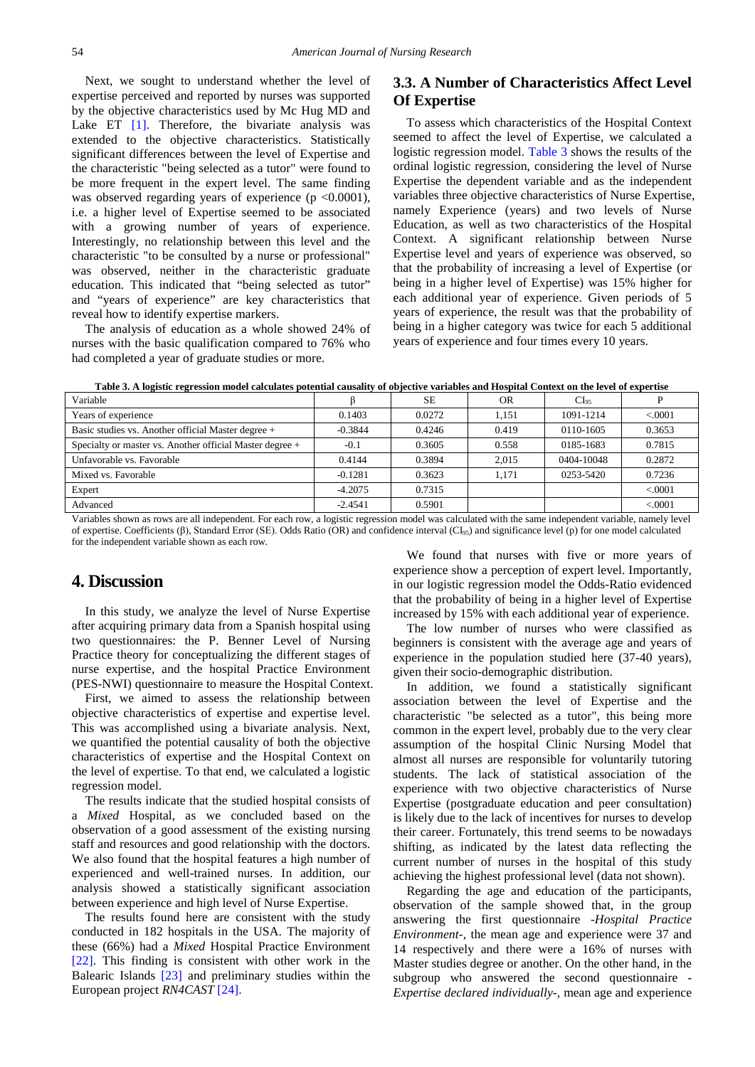Next, we sought to understand whether the level of expertise perceived and reported by nurses was supported by the objective characteristics used by Mc Hug MD and Lake ET [1]. Therefore, the bivariate analysis was extended to the objective characteristics. Statistically significant differences between the level of Expertise and the characteristic "being selected as a tutor" were found to be more frequent in the expert level. The same finding was observed regarding years of experience ($p < 0.0001$), i.e. a higher level of Expertise seemed to be associated with a growing number of years of experience. Interestingly, no relationship between this level and the characteristic "to be consulted by a nurse or professional" was observed, neither in the characteristic graduate education. This indicated that "being selected as tutor" and "years of experience" are key characteristics that reveal how to identify expertise markers.

The analysis of education as a whole showed 24% of nurses with the basic qualification compared to 76% who had completed a year of graduate studies or more.

### 3.3. A Number of Characteristics Affect Level Of Expertise

To assess which characteristics of the Hospital Context seemed to affect the level of Expertise, we calculated a logistic regression model. Table 3 shows the results of the ordinal logistic regression, considering the level of Nurse Expertise the dependent variable and as the independent variables three objective characteristics of Nurse Expertise, namely Experience (years) and two levels of Nurse Education, as well as two characteristics of the Hospital Context. A significant relationship between Nurse Expertise level and years of experience was observed, so that the probability of increasing a level of Expertise (or being in a higher level of Expertise) was 15% higher for each additional year of experience. Given periods of 5 years of experience, the result was that the probability of being in a higher category was twice for each 5 additional years of experience and four times every 10 years.

**Table 3. A logistic regression model calculates potential causality of objective variables and Hospital Context on the level of expertise**

| Variable | β | SE | OR | $CI_{95}$ | P |
|---|---|---|---|---|---|
| Years of experience | 0.1403 | 0.0272 | 1,151 | 1091-1214 | <.0001 |
| Basic studies vs. Another official Master degree + | -0.3844 | 0.4246 | 0.419 | 0110-1605 | 0.3653 |
| Specialty or master vs. Another official Master degree + | -0.1 | 0.3605 | 0.558 | 0185-1683 | 0.7815 |
| Unfavorable vs. Favorable | 0.4144 | 0.3894 | 2,015 | 0404-10048 | 0.2872 |
| Mixed vs. Favorable | -0.1281 | 0.3623 | 1,171 | 0253-5420 | 0.7236 |
| Expert | -4.2075 | 0.7315 | | | <.0001 |
| Advanced | -2.4541 | 0.5901 | | | <.0001 |

Variables shown as rows are all independent. For each row, a logistic regression model was calculated with the same independent variable, namely level of expertise. Coefficients (β), Standard Error (SE). Odds Ratio (OR) and confidence interval ($CI_{95}$) and significance level (p) for one model calculated for the independent variable shown as each row.

## 4. Discussion

In this study, we analyze the level of Nurse Expertise after acquiring primary data from a Spanish hospital using two questionnaires: the P. Benner Level of Nursing Practice theory for conceptualizing the different stages of nurse expertise, and the hospital Practice Environment (PES-NWI) questionnaire to measure the Hospital Context.

First, we aimed to assess the relationship between objective characteristics of expertise and expertise level. This was accomplished using a bivariate analysis. Next, we quantified the potential causality of both the objective characteristics of expertise and the Hospital Context on the level of expertise. To that end, we calculated a logistic regression model.

The results indicate that the studied hospital consists of a *Mixed* Hospital, as we concluded based on the observation of a good assessment of the existing nursing staff and resources and good relationship with the doctors. We also found that the hospital features a high number of experienced and well-trained nurses. In addition, our analysis showed a statistically significant association between experience and high level of Nurse Expertise.

The results found here are consistent with the study conducted in 182 hospitals in the USA. The majority of these (66%) had a *Mixed* Hospital Practice Environment [22]. This finding is consistent with other work in the Balearic Islands [23] and preliminary studies within the European project *RN4CAST* [24].

We found that nurses with five or more years of experience show a perception of expert level. Importantly, in our logistic regression model the Odds-Ratio evidenced that the probability of being in a higher level of Expertise increased by 15% with each additional year of experience.

The low number of nurses who were classified as beginners is consistent with the average age and years of experience in the population studied here (37-40 years), given their socio-demographic distribution.

In addition, we found a statistically significant association between the level of Expertise and the characteristic "be selected as a tutor", this being more common in the expert level, probably due to the very clear assumption of the hospital Clinic Nursing Model that almost all nurses are responsible for voluntarily tutoring students. The lack of statistical association of the experience with two objective characteristics of Nurse Expertise (postgraduate education and peer consultation) is likely due to the lack of incentives for nurses to develop their career. Fortunately, this trend seems to be nowadays shifting, as indicated by the latest data reflecting the current number of nurses in the hospital of this study achieving the highest professional level (data not shown).

Regarding the age and education of the participants, observation of the sample showed that, in the group answering the first questionnaire *-Hospital Practice Environment-*, the mean age and experience were 37 and 14 respectively and there were a 16% of nurses with Master studies degree or another. On the other hand, in the subgroup who answered the second questionnaire *-Expertise declared individually-*, mean age and experience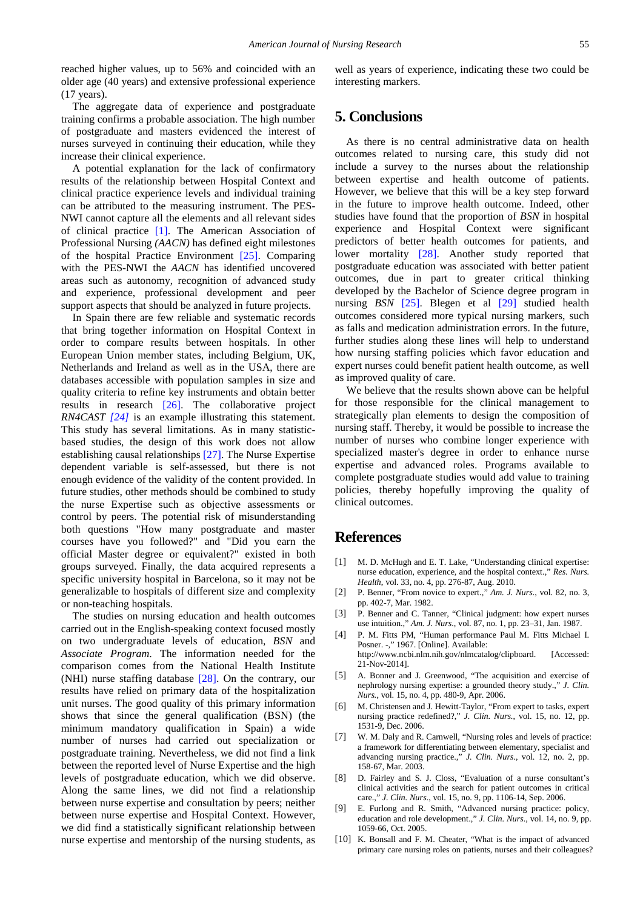reached higher values, up to 56% and coincided with an older age (40 years) and extensive professional experience (17 years).

The aggregate data of experience and postgraduate training confirms a probable association. The high number of postgraduate and masters evidenced the interest of nurses surveyed in continuing their education, while they increase their clinical experience.

A potential explanation for the lack of confirmatory results of the relationship between Hospital Context and clinical practice experience levels and individual training can be attributed to the measuring instrument. The PES-NWI cannot capture all the elements and all relevant sides of clinical practice [1]. The American Association of Professional Nursing *(AACN)* has defined eight milestones of the hospital Practice Environment [25]. Comparing with the PES-NWI the *AACN* has identified uncovered areas such as autonomy, recognition of advanced study and experience, professional development and peer support aspects that should be analyzed in future projects.

In Spain there are few reliable and systematic records that bring together information on Hospital Context in order to compare results between hospitals. In other European Union member states, including Belgium, UK, Netherlands and Ireland as well as in the USA, there are databases accessible with population samples in size and quality criteria to refine key instruments and obtain better results in research [26]. The collaborative project *RN4CAST [24]* is an example illustrating this statement. This study has several limitations. As in many statistic-based studies, the design of this work does not allow establishing causal relationships [27]. The Nurse Expertise dependent variable is self-assessed, but there is not enough evidence of the validity of the content provided. In future studies, other methods should be combined to study the nurse Expertise such as objective assessments or control by peers. The potential risk of misunderstanding both questions "How many postgraduate and master courses have you followed?" and "Did you earn the official Master degree or equivalent?" existed in both groups surveyed. Finally, the data acquired represents a specific university hospital in Barcelona, so it may not be generalizable to hospitals of different size and complexity or non-teaching hospitals.

The studies on nursing education and health outcomes carried out in the English-speaking context focused mostly on two undergraduate levels of education, *BSN* and *Associate Program*. The information needed for the comparison comes from the National Health Institute (NHI) nurse staffing database [28]. On the contrary, our results have relied on primary data of the hospitalization unit nurses. The good quality of this primary information shows that since the general qualification (BSN) (the minimum mandatory qualification in Spain) a wide number of nurses had carried out specialization or postgraduate training. Nevertheless, we did not find a link between the reported level of Nurse Expertise and the high levels of postgraduate education, which we did observe. Along the same lines, we did not find a relationship between nurse expertise and consultation by peers; neither between nurse expertise and Hospital Context. However, we did find a statistically significant relationship between nurse expertise and mentorship of the nursing students, as well as years of experience, indicating these two could be interesting markers.

## 5. Conclusions

As there is no central administrative data on health outcomes related to nursing care, this study did not include a survey to the nurses about the relationship between expertise and health outcome of patients. However, we believe that this will be a key step forward in the future to improve health outcome. Indeed, other studies have found that the proportion of *BSN* in hospital experience and Hospital Context were significant predictors of better health outcomes for patients, and lower mortality [28]. Another study reported that postgraduate education was associated with better patient outcomes, due in part to greater critical thinking developed by the Bachelor of Science degree program in nursing *BSN* [25]. Blegen et al [29] studied health outcomes considered more typical nursing markers, such as falls and medication administration errors. In the future, further studies along these lines will help to understand how nursing staffing policies which favor education and expert nurses could benefit patient health outcome, as well as improved quality of care.

We believe that the results shown above can be helpful for those responsible for the clinical management to strategically plan elements to design the composition of nursing staff. Thereby, it would be possible to increase the number of nurses who combine longer experience with specialized master's degree in order to enhance nurse expertise and advanced roles. Programs available to complete postgraduate studies would add value to training policies, thereby hopefully improving the quality of clinical outcomes.

## References

[1] M. D. McHugh and E. T. Lake, "Understanding clinical expertise: nurse education, experience, and the hospital context.," *Res. Nurs. Health*, vol. 33, no. 4, pp. 276-87, Aug. 2010.

[2] P. Benner, "From novice to expert.," *Am. J. Nurs.*, vol. 82, no. 3, pp. 402-7, Mar. 1982.

[3] P. Benner and C. Tanner, "Clinical judgment: how expert nurses use intuition.," *Am. J. Nurs.*, vol. 87, no. 1, pp. 23–31, Jan. 1987.

[4] P. M. Fitts PM, "Human performance Paul M. Fitts Michael I. Posner. -," 1967. [Online]. Available: http://www.ncbi.nlm.nih.gov/nlmcatalog/clipboard. [Accessed: 21-Nov-2014].

[5] A. Bonner and J. Greenwood, "The acquisition and exercise of nephrology nursing expertise: a grounded theory study.," *J. Clin. Nurs.*, vol. 15, no. 4, pp. 480-9, Apr. 2006.

[6] M. Christensen and J. Hewitt-Taylor, "From expert to tasks, expert nursing practice redefined?," *J. Clin. Nurs.*, vol. 15, no. 12, pp. 1531-9, Dec. 2006.

[7] W. M. Daly and R. Carnwell, "Nursing roles and levels of practice: a framework for differentiating between elementary, specialist and advancing nursing practice.," *J. Clin. Nurs.*, vol. 12, no. 2, pp. 158-67, Mar. 2003.

[8] D. Fairley and S. J. Closs, "Evaluation of a nurse consultant's clinical activities and the search for patient outcomes in critical care.," *J. Clin. Nurs.*, vol. 15, no. 9, pp. 1106-14, Sep. 2006.

[9] E. Furlong and R. Smith, "Advanced nursing practice: policy, education and role development.," *J. Clin. Nurs.*, vol. 14, no. 9, pp. 1059-66, Oct. 2005.

[10] K. Bonsall and F. M. Cheater, "What is the impact of advanced primary care nursing roles on patients, nurses and their colleagues?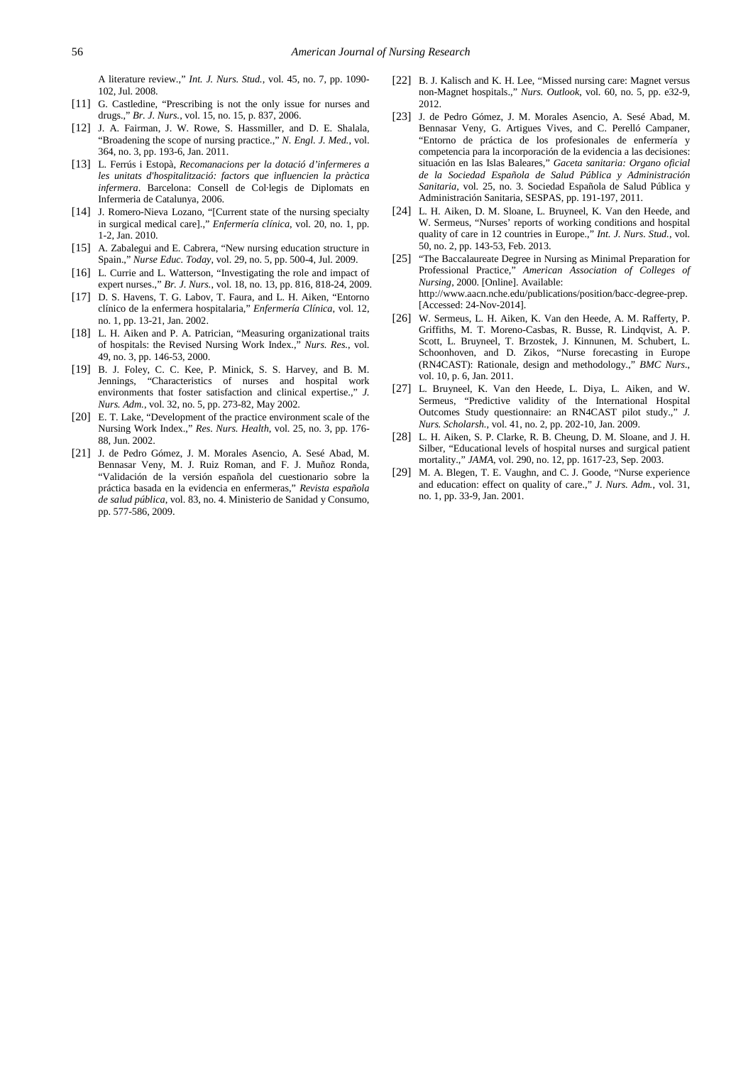A literature review.," *Int. J. Nurs. Stud.*, vol. 45, no. 7, pp. 1090-102, Jul. 2008.

[11] G. Castledine, "Prescribing is not the only issue for nurses and drugs.," *Br. J. Nurs.*, vol. 15, no. 15, p. 837, 2006.

[12] J. A. Fairman, J. W. Rowe, S. Hassmiller, and D. E. Shalala, "Broadening the scope of nursing practice.," *N. Engl. J. Med.*, vol. 364, no. 3, pp. 193-6, Jan. 2011.

[13] L. Ferrús i Estopà, *Recomanacions per la dotació d'infermeres a les unitats d'hospitalització: factors que influencien la pràctica infermera*. Barcelona: Consell de Col·legis de Diplomats en Infermeria de Catalunya, 2006.

[14] J. Romero-Nieva Lozano, "[Current state of the nursing specialty in surgical medical care].," *Enfermería clínica*, vol. 20, no. 1, pp. 1-2, Jan. 2010.

[15] A. Zabalegui and E. Cabrera, "New nursing education structure in Spain.," *Nurse Educ. Today*, vol. 29, no. 5, pp. 500-4, Jul. 2009.

[16] L. Currie and L. Watterson, "Investigating the role and impact of expert nurses.," *Br. J. Nurs.*, vol. 18, no. 13, pp. 816, 818-24, 2009.

[17] D. S. Havens, T. G. Labov, T. Faura, and L. H. Aiken, "Entorno clínico de la enfermera hospitalaria," *Enfermería Clínica*, vol. 12, no. 1, pp. 13-21, Jan. 2002.

[18] L. H. Aiken and P. A. Patrician, "Measuring organizational traits of hospitals: the Revised Nursing Work Index.," *Nurs. Res.*, vol. 49, no. 3, pp. 146-53, 2000.

[19] B. J. Foley, C. C. Kee, P. Minick, S. S. Harvey, and B. M. Jennings, "Characteristics of nurses and hospital work environments that foster satisfaction and clinical expertise.," *J. Nurs. Adm.*, vol. 32, no. 5, pp. 273-82, May 2002.

[20] E. T. Lake, "Development of the practice environment scale of the Nursing Work Index.," *Res. Nurs. Health*, vol. 25, no. 3, pp. 176-88, Jun. 2002.

[21] J. de Pedro Gómez, J. M. Morales Asencio, A. Sesé Abad, M. Bennasar Veny, M. J. Ruiz Roman, and F. J. Muñoz Ronda, "Validación de la versión española del cuestionario sobre la práctica basada en la evidencia en enfermeras," *Revista española de salud pública*, vol. 83, no. 4. Ministerio de Sanidad y Consumo, pp. 577-586, 2009.

[22] B. J. Kalisch and K. H. Lee, "Missed nursing care: Magnet versus non-Magnet hospitals.," *Nurs. Outlook*, vol. 60, no. 5, pp. e32-9, 2012.

[23] J. de Pedro Gómez, J. M. Morales Asencio, A. Sesé Abad, M. Bennasar Veny, G. Artigues Vives, and C. Perelló Campaner, "Entorno de práctica de los profesionales de enfermería y competencia para la incorporación de la evidencia a las decisiones: situación en las Islas Baleares," *Gaceta sanitaria: Organo oficial de la Sociedad Española de Salud Pública y Administración Sanitaria*, vol. 25, no. 3. Sociedad Española de Salud Pública y Administración Sanitaria, SESPAS, pp. 191-197, 2011.

[24] L. H. Aiken, D. M. Sloane, L. Bruyneel, K. Van den Heede, and W. Sermeus, "Nurses' reports of working conditions and hospital quality of care in 12 countries in Europe.," *Int. J. Nurs. Stud.*, vol. 50, no. 2, pp. 143-53, Feb. 2013.

[25] "The Baccalaureate Degree in Nursing as Minimal Preparation for Professional Practice," *American Association of Colleges of Nursing*, 2000. [Online]. Available: http://www.aacn.nche.edu/publications/position/bacc-degree-prep. [Accessed: 24-Nov-2014].

[26] W. Sermeus, L. H. Aiken, K. Van den Heede, A. M. Rafferty, P. Griffiths, M. T. Moreno-Casbas, R. Busse, R. Lindqvist, A. P. Scott, L. Bruyneel, T. Brzostek, J. Kinnunen, M. Schubert, L. Schoonhoven, and D. Zikos, "Nurse forecasting in Europe (RN4CAST): Rationale, design and methodology.," *BMC Nurs.*, vol. 10, p. 6, Jan. 2011.

[27] L. Bruyneel, K. Van den Heede, L. Diya, L. Aiken, and W. Sermeus, "Predictive validity of the International Hospital Outcomes Study questionnaire: an RN4CAST pilot study.," *J. Nurs. Scholarsh.*, vol. 41, no. 2, pp. 202-10, Jan. 2009.

[28] L. H. Aiken, S. P. Clarke, R. B. Cheung, D. M. Sloane, and J. H. Silber, "Educational levels of hospital nurses and surgical patient mortality.," *JAMA*, vol. 290, no. 12, pp. 1617-23, Sep. 2003.

[29] M. A. Blegen, T. E. Vaughn, and C. J. Goode, "Nurse experience and education: effect on quality of care.," *J. Nurs. Adm.*, vol. 31, no. 1, pp. 33-9, Jan. 2001.